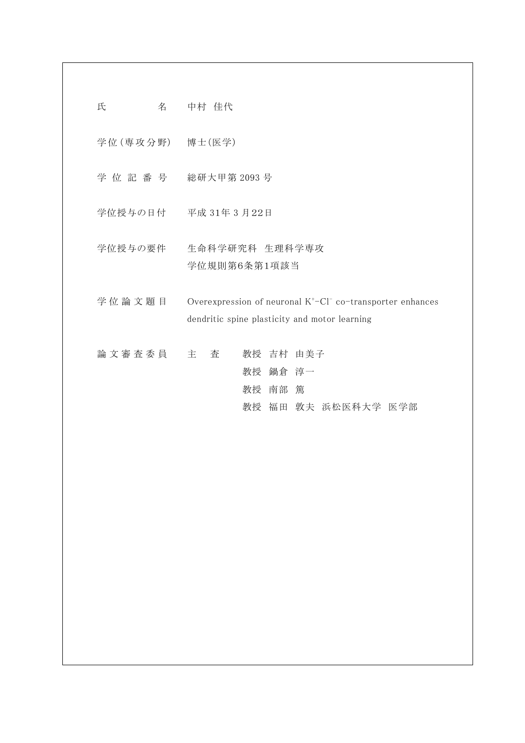| | |
|---|---|
| 氏　　　　名 | 中村　佳代 |
| 学位（専攻分野） | 博士(医学) |
| 学 位 記 番 号 | 総研大甲第 2093 号 |
| 学位授与の日付 | 平成 31年 3 月22日 |
| 学位授与の要件 | 生命科学研究科　生理科学専攻<br>学位規則第6条第1項該当 |
| 学 位 論 文 題 目 | Overexpression of neuronal $K^+$-$Cl^-$ co-transporter enhances dendritic spine plasticity and motor learning |
| 論 文 審 査 委 員 | 主　査　　教授　吉村　由美子<br>教授　鍋倉　淳一<br>教授　南部　篤<br>教授　福田　敦夫　浜松医科大学　医学部 |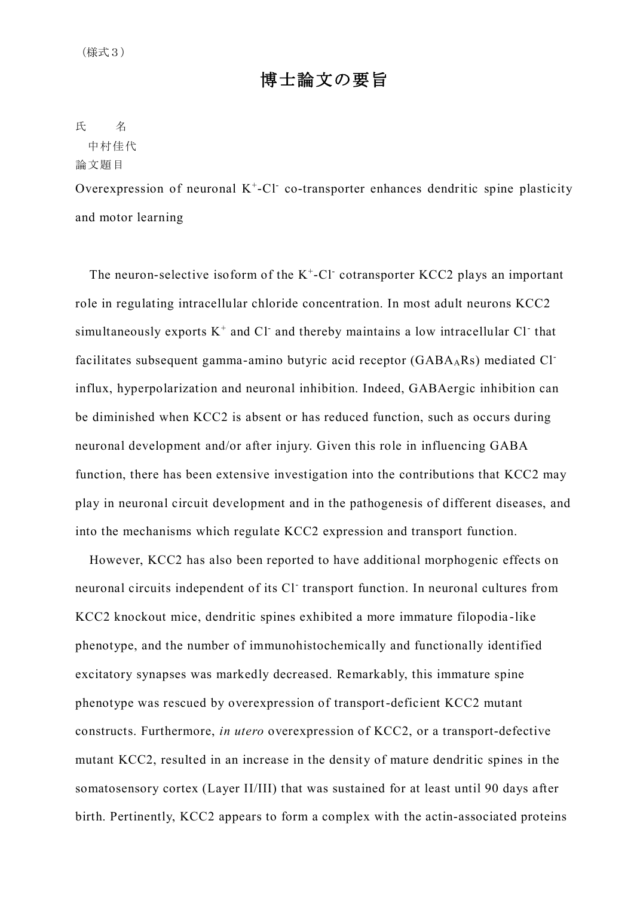（様式３）

# 博士論文の要旨

氏　　名

　中村佳代

論文題目

Overexpression of neuronal $K^+$-$Cl^-$ co-transporter enhances dendritic spine plasticity and motor learning

The neuron-selective isoform of the $K^+$-$Cl^-$ cotransporter KCC2 plays an important role in regulating intracellular chloride concentration. In most adult neurons KCC2 simultaneously exports $K^+$ and $Cl^-$ and thereby maintains a low intracellular $Cl^-$ that facilitates subsequent gamma-amino butyric acid receptor ($GABA_ARs$) mediated $Cl^-$ influx, hyperpolarization and neuronal inhibition. Indeed, GABAergic inhibition can be diminished when KCC2 is absent or has reduced function, such as occurs during neuronal development and/or after injury. Given this role in influencing GABA function, there has been extensive investigation into the contributions that KCC2 may play in neuronal circuit development and in the pathogenesis of different diseases, and into the mechanisms which regulate KCC2 expression and transport function.

However, KCC2 has also been reported to have additional morphogenic effects on neuronal circuits independent of its $Cl^-$ transport function. In neuronal cultures from KCC2 knockout mice, dendritic spines exhibited a more immature filopodia-like phenotype, and the number of immunohistochemically and functionally identified excitatory synapses was markedly decreased. Remarkably, this immature spine phenotype was rescued by overexpression of transport-deficient KCC2 mutant constructs. Furthermore, *in utero* overexpression of KCC2, or a transport-defective mutant KCC2, resulted in an increase in the density of mature dendritic spines in the somatosensory cortex (Layer II/III) that was sustained for at least until 90 days after birth. Pertinently, KCC2 appears to form a complex with the actin-associated proteins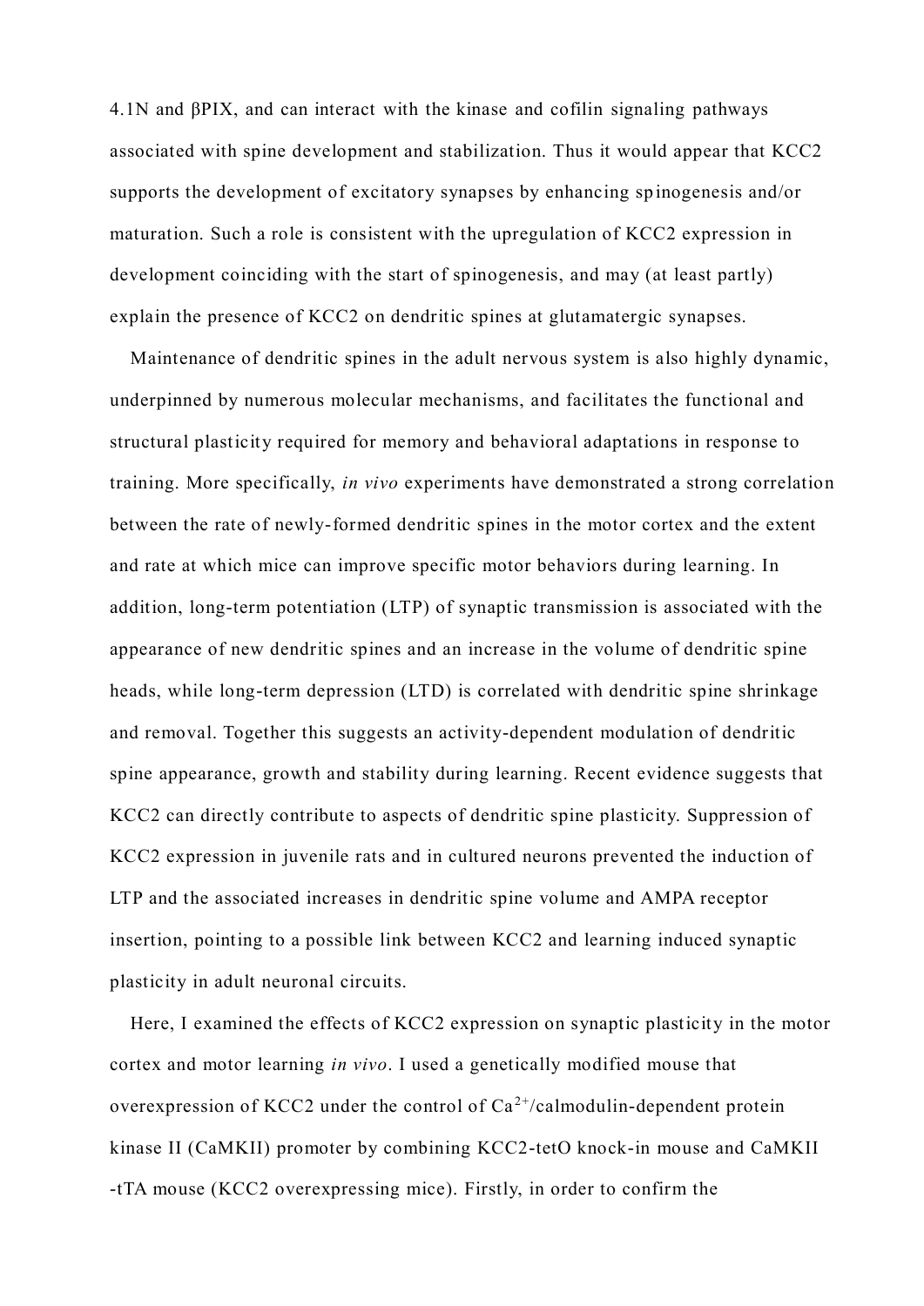4.1N and βPIX, and can interact with the kinase and cofilin signaling pathways associated with spine development and stabilization. Thus it would appear that KCC2 supports the development of excitatory synapses by enhancing spinogenesis and/or maturation. Such a role is consistent with the upregulation of KCC2 expression in development coinciding with the start of spinogenesis, and may (at least partly) explain the presence of KCC2 on dendritic spines at glutamatergic synapses.

Maintenance of dendritic spines in the adult nervous system is also highly dynamic, underpinned by numerous molecular mechanisms, and facilitates the functional and structural plasticity required for memory and behavioral adaptations in response to training. More specifically, *in vivo* experiments have demonstrated a strong correlation between the rate of newly-formed dendritic spines in the motor cortex and the extent and rate at which mice can improve specific motor behaviors during learning. In addition, long-term potentiation (LTP) of synaptic transmission is associated with the appearance of new dendritic spines and an increase in the volume of dendritic spine heads, while long-term depression (LTD) is correlated with dendritic spine shrinkage and removal. Together this suggests an activity-dependent modulation of dendritic spine appearance, growth and stability during learning. Recent evidence suggests that KCC2 can directly contribute to aspects of dendritic spine plasticity. Suppression of KCC2 expression in juvenile rats and in cultured neurons prevented the induction of LTP and the associated increases in dendritic spine volume and AMPA receptor insertion, pointing to a possible link between KCC2 and learning induced synaptic plasticity in adult neuronal circuits.

Here, I examined the effects of KCC2 expression on synaptic plasticity in the motor cortex and motor learning *in vivo*. I used a genetically modified mouse that overexpression of KCC2 under the control of $Ca^{2+}$/calmodulin-dependent protein kinase II (CaMKII) promoter by combining KCC2-tetO knock-in mouse and CaMKII -tTA mouse (KCC2 overexpressing mice). Firstly, in order to confirm the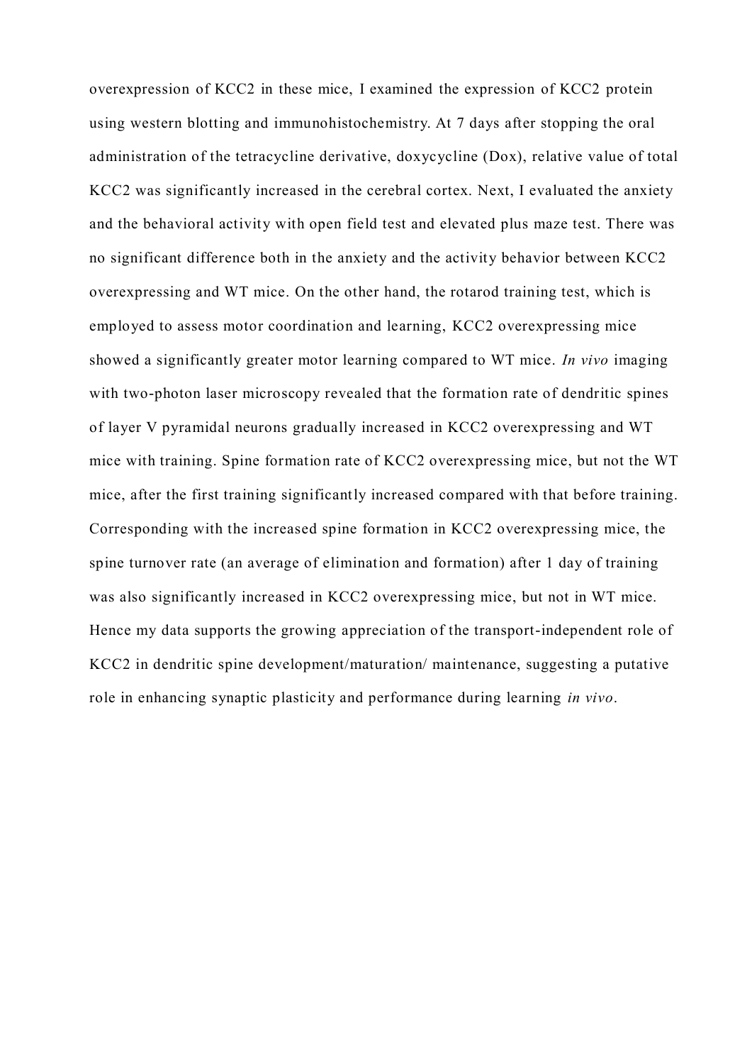overexpression of KCC2 in these mice, I examined the expression of KCC2 protein using western blotting and immunohistochemistry. At 7 days after stopping the oral administration of the tetracycline derivative, doxycycline (Dox), relative value of total KCC2 was significantly increased in the cerebral cortex. Next, I evaluated the anxiety and the behavioral activity with open field test and elevated plus maze test. There was no significant difference both in the anxiety and the activity behavior between KCC2 overexpressing and WT mice. On the other hand, the rotarod training test, which is employed to assess motor coordination and learning, KCC2 overexpressing mice showed a significantly greater motor learning compared to WT mice. *In vivo* imaging with two-photon laser microscopy revealed that the formation rate of dendritic spines of layer V pyramidal neurons gradually increased in KCC2 overexpressing and WT mice with training. Spine formation rate of KCC2 overexpressing mice, but not the WT mice, after the first training significantly increased compared with that before training. Corresponding with the increased spine formation in KCC2 overexpressing mice, the spine turnover rate (an average of elimination and formation) after 1 day of training was also significantly increased in KCC2 overexpressing mice, but not in WT mice. Hence my data supports the growing appreciation of the transport-independent role of KCC2 in dendritic spine development/maturation/ maintenance, suggesting a putative role in enhancing synaptic plasticity and performance during learning *in vivo*.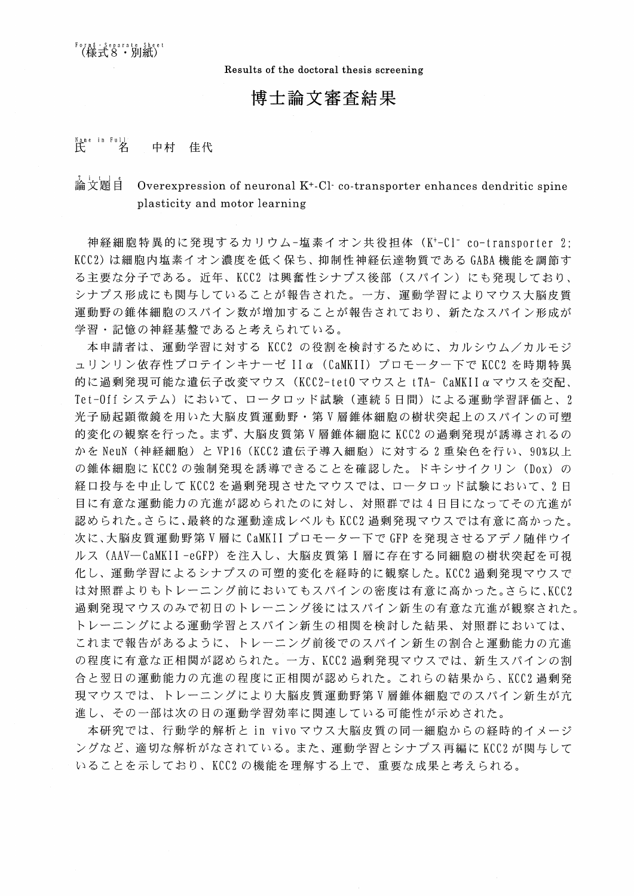Form8・Separate Sheet
（様式８・別紙）

Results of the doctoral thesis screening

# 博士論文審査結果

Name in Full
氏　　名　　中村　佳代

Title
論文題目　Overexpression of neuronal $K^{+}$-$Cl^{-}$ co-transporter enhances dendritic spine plasticity and motor learning

神経細胞特異的に発現するカリウム-塩素イオン共役担体（$K^{+}$-$Cl^{-}$ co-transporter 2; KCC2）は細胞内塩素イオン濃度を低く保ち、抑制性神経伝達物質である GABA 機能を調節する主要な分子である。近年、KCC2 は興奮性シナプス後部（スパイン）にも発現しており、シナプス形成にも関与していることが報告された。一方、運動学習によりマウス大脳皮質運動野の錐体細胞のスパイン数が増加することが報告されており、新たなスパイン形成が学習・記憶の神経基盤であると考えられている。

本申請者は、運動学習に対する KCC2 の役割を検討するために、カルシウム／カルモジュリンリン依存性プロテインキナーゼ IIα（CaMKII）プロモーター下で KCC2 を時期特異的に過剰発現可能な遺伝子改変マウス（KCC2-tetO マウスと tTA- CaMKIIαマウスを交配、Tet-Off システム）において、ロータロッド試験（連続 5 日間）による運動学習評価と、2 光子励起顕微鏡を用いた大脳皮質運動野・第 V 層錐体細胞の樹状突起上のスパインの可塑的変化の観察を行った。まず、大脳皮質第 V 層錐体細胞に KCC2 の過剰発現が誘導されるのかを NeuN（神経細胞）と VP16（KCC2 遺伝子導入細胞）に対する 2 重染色を行い、90%以上の錐体細胞に KCC2 の強制発現を誘導できることを確認した。ドキシサイクリン（Dox）の経口投与を中止して KCC2 を過剰発現させたマウスでは、ロータロッド試験において、2 日目に有意な運動能力の亢進が認められたのに対し、対照群では 4 日目になってその亢進が認められた。さらに、最終的な運動達成レベルも KCC2 過剰発現マウスでは有意に高かった。次に、大脳皮質運動野第 V 層に CaMKII プロモーター下で GFP を発現させるアデノ随伴ウイルス（AAV—CaMKII -eGFP）を注入し、大脳皮質第 I 層に存在する同細胞の樹状突起を可視化し、運動学習によるシナプスの可塑的変化を経時的に観察した。KCC2 過剰発現マウスでは対照群よりもトレーニング前においてもスパインの密度は有意に高かった。さらに、KCC2 過剰発現マウスのみで初日のトレーニング後にはスパイン新生の有意な亢進が観察された。トレーニングによる運動学習とスパイン新生の相関を検討した結果、対照群においては、これまで報告があるように、トレーニング前後でのスパイン新生の割合と運動能力の亢進の程度に有意な正相関が認められた。一方、KCC2 過剰発現マウスでは、新生スパインの割合と翌日の運動能力の亢進の程度に正相関が認められた。これらの結果から、KCC2 過剰発現マウスでは、トレーニングにより大脳皮質運動野第 V 層錐体細胞でのスパイン新生が亢進し、その一部は次の日の運動学習効率に関連している可能性が示めされた。

本研究では、行動学的解析と in vivo マウス大脳皮質の同一細胞からの経時的イメージングなど、適切な解析がなされている。また、運動学習とシナプス再編に KCC2 が関与していることを示しており、KCC2 の機能を理解する上で、重要な成果と考えられる。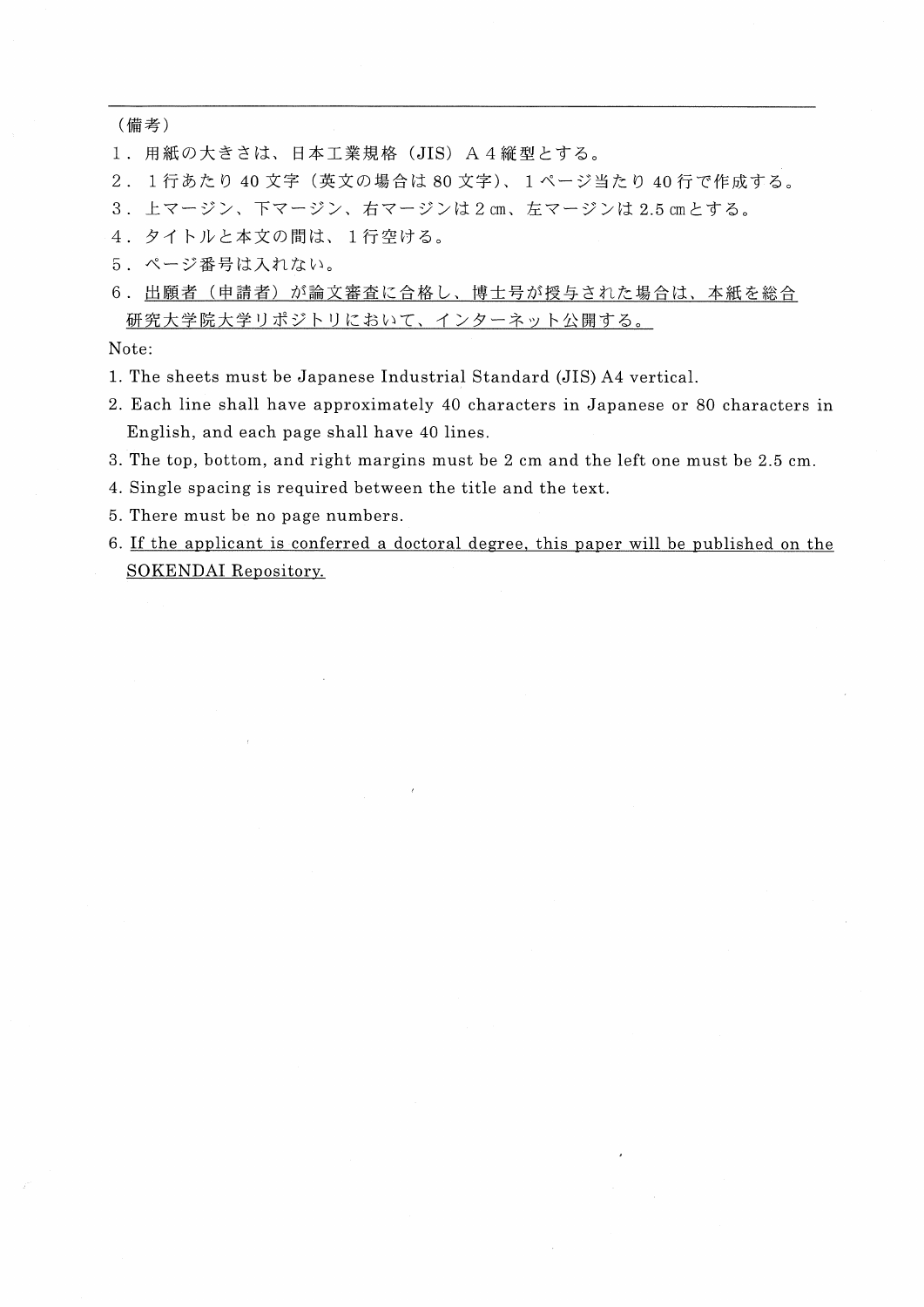（備考）

1．用紙の大きさは、日本工業規格（JIS）Ａ４縦型とする。
2．１行あたり 40 文字（英文の場合は 80 文字）、１ページ当たり 40 行で作成する。
3．上マージン、下マージン、右マージンは２cm、左マージンは 2.5 cmとする。
4．タイトルと本文の間は、１行空ける。
5．ページ番号は入れない。
6．<u>出願者（申請者）が論文審査に合格し、博士号が授与された場合は、本紙を総合研究大学院大学リポジトリにおいて、インターネット公開する。</u>

Note:

1. The sheets must be Japanese Industrial Standard (JIS) A4 vertical.
2. Each line shall have approximately 40 characters in Japanese or 80 characters in English, and each page shall have 40 lines.
3. The top, bottom, and right margins must be 2 cm and the left one must be 2.5 cm.
4. Single spacing is required between the title and the text.
5. There must be no page numbers.
6. <u>If the applicant is conferred a doctoral degree, this paper will be published on the SOKENDAI Repository.</u>